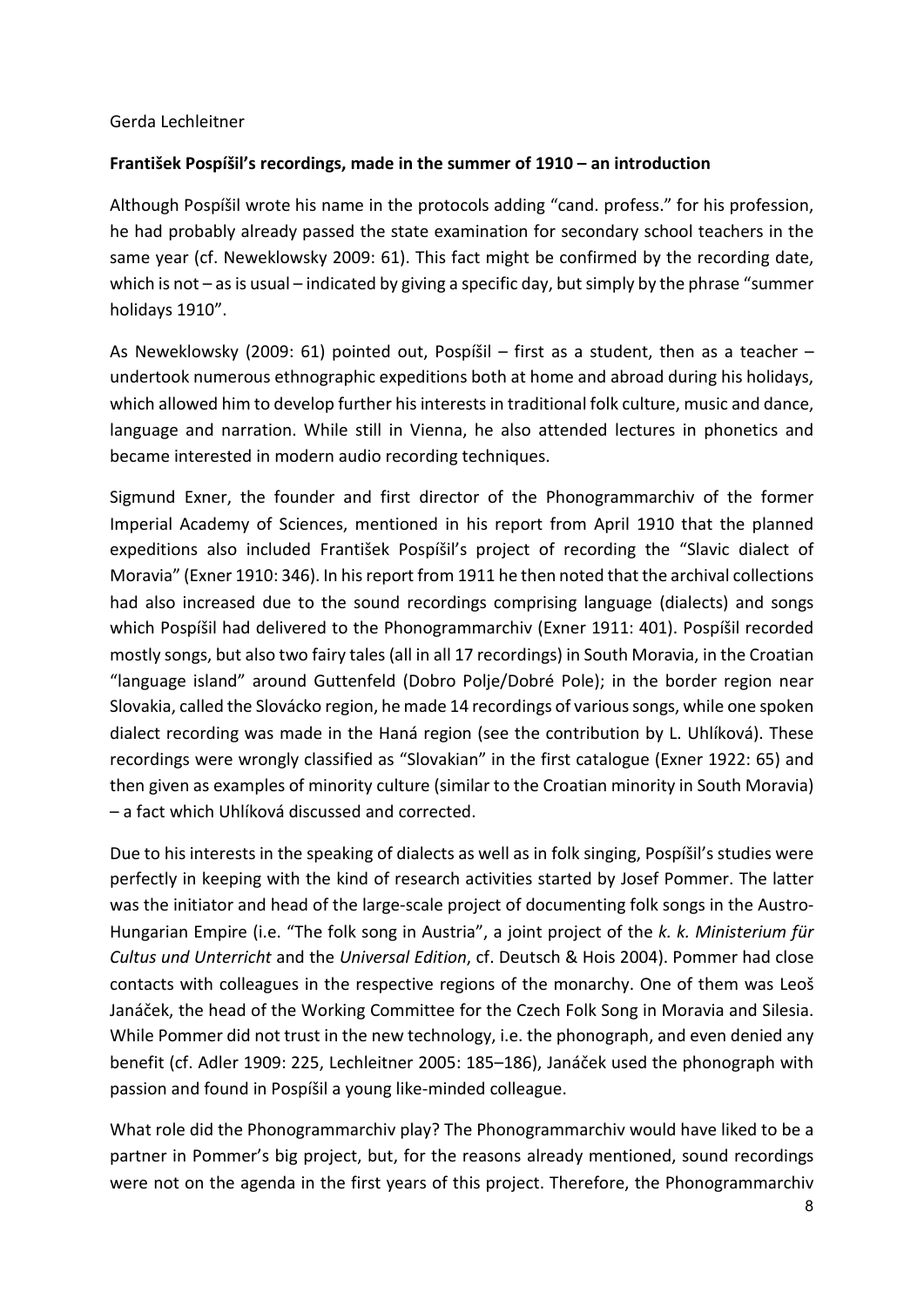Gerda Lechleitner

## František Pospíšil's recordings, made in the summer of 1910 – an introduction

Although Pospíšil wrote his name in the protocols adding "cand. profess." for his profession, he had probably already passed the state examination for secondary school teachers in the same year (cf. Neweklowsky 2009: 61). This fact might be confirmed by the recording date, which is not – as is usual – indicated by giving a specific day, but simply by the phrase "summer holidays 1910".

As Neweklowsky (2009: 61) pointed out, Pospíšil – first as a student, then as a teacher – undertook numerous ethnographic expeditions both at home and abroad during his holidays, which allowed him to develop further his interests in traditional folk culture, music and dance, language and narration. While still in Vienna, he also attended lectures in phonetics and became interested in modern audio recording techniques.

Sigmund Exner, the founder and first director of the Phonogrammarchiv of the former Imperial Academy of Sciences, mentioned in his report from April 1910 that the planned expeditions also included František Pospíšil's project of recording the "Slavic dialect of Moravia" (Exner 1910: 346). In his report from 1911 he then noted that the archival collections had also increased due to the sound recordings comprising language (dialects) and songs which Pospíšil had delivered to the Phonogrammarchiv (Exner 1911: 401). Pospíšil recorded mostly songs, but also two fairy tales (all in all 17 recordings) in South Moravia, in the Croatian "language island" around Guttenfeld (Dobro Polje/Dobré Pole); in the border region near Slovakia, called the Slovácko region, he made 14 recordings of various songs, while one spoken dialect recording was made in the Haná region (see the contribution by L. Uhlíková). These recordings were wrongly classified as "Slovakian" in the first catalogue (Exner 1922: 65) and then given as examples of minority culture (similar to the Croatian minority in South Moravia) – a fact which Uhlíková discussed and corrected.

Due to his interests in the speaking of dialects as well as in folk singing, Pospíšil's studies were perfectly in keeping with the kind of research activities started by Josef Pommer. The latter was the initiator and head of the large-scale project of documenting folk songs in the Austro-Hungarian Empire (i.e. "The folk song in Austria", a joint project of the *k. k. Ministerium für Cultus und Unterricht* and the *Universal Edition*, cf. Deutsch & Hois 2004). Pommer had close contacts with colleagues in the respective regions of the monarchy. One of them was Leoš Janáček, the head of the Working Committee for the Czech Folk Song in Moravia and Silesia. While Pommer did not trust in the new technology, i.e. the phonograph, and even denied any benefit (cf. Adler 1909: 225, Lechleitner 2005: 185–186), Janáček used the phonograph with passion and found in Pospíšil a young like-minded colleague.

What role did the Phonogrammarchiv play? The Phonogrammarchiv would have liked to be a partner in Pommer's big project, but, for the reasons already mentioned, sound recordings were not on the agenda in the first years of this project. Therefore, the Phonogrammarchiv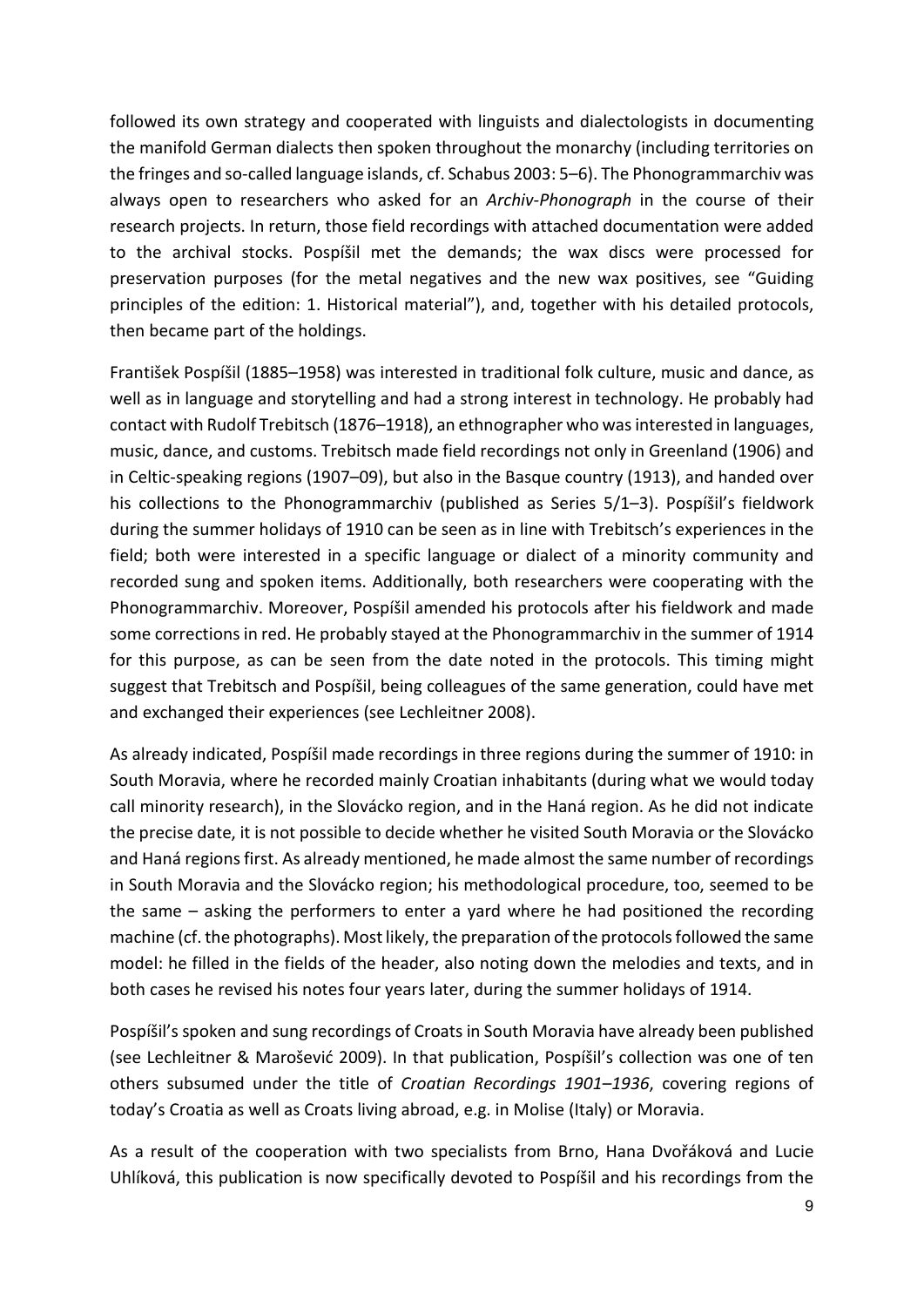followed its own strategy and cooperated with linguists and dialectologists in documenting the manifold German dialects then spoken throughout the monarchy (including territories on the fringes and so-called language islands, cf. Schabus 2003: 5–6). The Phonogrammarchiv was always open to researchers who asked for an *Archiv-Phonograph* in the course of their research projects. In return, those field recordings with attached documentation were added to the archival stocks. Pospíšil met the demands; the wax discs were processed for preservation purposes (for the metal negatives and the new wax positives, see "Guiding principles of the edition: 1. Historical material"), and, together with his detailed protocols, then became part of the holdings.

František Pospíšil (1885–1958) was interested in traditional folk culture, music and dance, as well as in language and storytelling and had a strong interest in technology. He probably had contact with Rudolf Trebitsch (1876–1918), an ethnographer who was interested in languages, music, dance, and customs. Trebitsch made field recordings not only in Greenland (1906) and in Celtic-speaking regions (1907–09), but also in the Basque country (1913), and handed over his collections to the Phonogrammarchiv (published as Series 5/1–3). Pospíšil's fieldwork during the summer holidays of 1910 can be seen as in line with Trebitsch's experiences in the field; both were interested in a specific language or dialect of a minority community and recorded sung and spoken items. Additionally, both researchers were cooperating with the Phonogrammarchiv. Moreover, Pospíšil amended his protocols after his fieldwork and made some corrections in red. He probably stayed at the Phonogrammarchiv in the summer of 1914 for this purpose, as can be seen from the date noted in the protocols. This timing might suggest that Trebitsch and Pospíšil, being colleagues of the same generation, could have met and exchanged their experiences (see Lechleitner 2008).

As already indicated, Pospíšil made recordings in three regions during the summer of 1910: in South Moravia, where he recorded mainly Croatian inhabitants (during what we would today call minority research), in the Slovácko region, and in the Haná region. As he did not indicate the precise date, it is not possible to decide whether he visited South Moravia or the Slovácko and Haná regions first. As already mentioned, he made almost the same number of recordings in South Moravia and the Slovácko region; his methodological procedure, too, seemed to be the same – asking the performers to enter a yard where he had positioned the recording machine (cf. the photographs). Most likely, the preparation of the protocols followed the same model: he filled in the fields of the header, also noting down the melodies and texts, and in both cases he revised his notes four years later, during the summer holidays of 1914.

Pospíšil's spoken and sung recordings of Croats in South Moravia have already been published (see Lechleitner & Marošević 2009). In that publication, Pospíšil's collection was one of ten others subsumed under the title of *Croatian Recordings 1901–1936*, covering regions of today's Croatia as well as Croats living abroad, e.g. in Molise (Italy) or Moravia.

As a result of the cooperation with two specialists from Brno, Hana Dvořáková and Lucie Uhlíková, this publication is now specifically devoted to Pospíšil and his recordings from the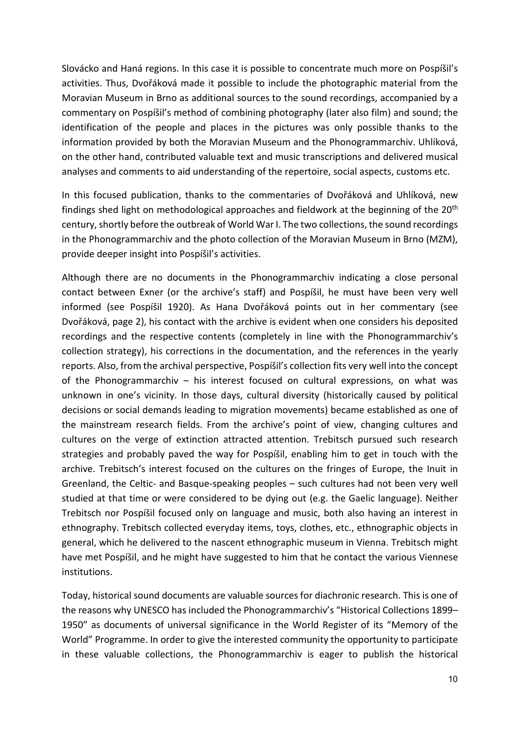Slovácko and Haná regions. In this case it is possible to concentrate much more on Pospíšil's activities. Thus, Dvořáková made it possible to include the photographic material from the Moravian Museum in Brno as additional sources to the sound recordings, accompanied by a commentary on Pospíšil's method of combining photography (later also film) and sound; the identification of the people and places in the pictures was only possible thanks to the information provided by both the Moravian Museum and the Phonogrammarchiv. Uhlíková, on the other hand, contributed valuable text and music transcriptions and delivered musical analyses and comments to aid understanding of the repertoire, social aspects, customs etc.

In this focused publication, thanks to the commentaries of Dvořáková and Uhlíková, new findings shed light on methodological approaches and fieldwork at the beginning of the 20th century, shortly before the outbreak of World War I. The two collections, the sound recordings in the Phonogrammarchiv and the photo collection of the Moravian Museum in Brno (MZM), provide deeper insight into Pospíšil's activities.

Although there are no documents in the Phonogrammarchiv indicating a close personal contact between Exner (or the archive's staff) and Pospíšil, he must have been very well informed (see Pospíšil 1920). As Hana Dvořáková points out in her commentary (see Dvořáková, page 2), his contact with the archive is evident when one considers his deposited recordings and the respective contents (completely in line with the Phonogrammarchiv's collection strategy), his corrections in the documentation, and the references in the yearly reports. Also, from the archival perspective, Pospíšil's collection fits very well into the concept of the Phonogrammarchiv – his interest focused on cultural expressions, on what was unknown in one's vicinity. In those days, cultural diversity (historically caused by political decisions or social demands leading to migration movements) became established as one of the mainstream research fields. From the archive's point of view, changing cultures and cultures on the verge of extinction attracted attention. Trebitsch pursued such research strategies and probably paved the way for Pospíšil, enabling him to get in touch with the archive. Trebitsch's interest focused on the cultures on the fringes of Europe, the Inuit in Greenland, the Celtic- and Basque-speaking peoples – such cultures had not been very well studied at that time or were considered to be dying out (e.g. the Gaelic language). Neither Trebitsch nor Pospíšil focused only on language and music, both also having an interest in ethnography. Trebitsch collected everyday items, toys, clothes, etc., ethnographic objects in general, which he delivered to the nascent ethnographic museum in Vienna. Trebitsch might have met Pospíšil, and he might have suggested to him that he contact the various Viennese institutions.

Today, historical sound documents are valuable sources for diachronic research. This is one of the reasons why UNESCO has included the Phonogrammarchiv's "Historical Collections 1899–1950" as documents of universal significance in the World Register of its "Memory of the World" Programme. In order to give the interested community the opportunity to participate in these valuable collections, the Phonogrammarchiv is eager to publish the historical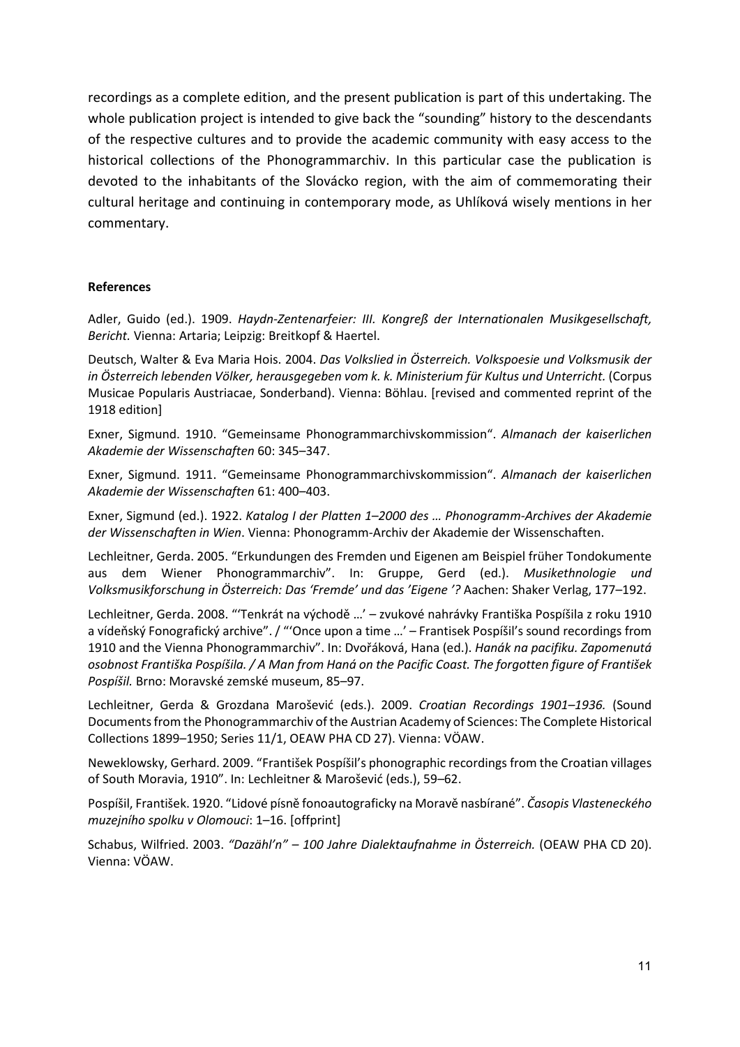recordings as a complete edition, and the present publication is part of this undertaking. The whole publication project is intended to give back the "sounding" history to the descendants of the respective cultures and to provide the academic community with easy access to the historical collections of the Phonogrammarchiv. In this particular case the publication is devoted to the inhabitants of the Slovácko region, with the aim of commemorating their cultural heritage and continuing in contemporary mode, as Uhlíková wisely mentions in her commentary.

**References**

Adler, Guido (ed.). 1909. *Haydn-Zentenarfeier: III. Kongreß der Internationalen Musikgesellschaft, Bericht.* Vienna: Artaria; Leipzig: Breitkopf & Haertel.

Deutsch, Walter & Eva Maria Hois. 2004. *Das Volkslied in Österreich. Volkspoesie und Volksmusik der in Österreich lebenden Völker, herausgegeben vom k. k. Ministerium für Kultus und Unterricht.* (Corpus Musicae Popularis Austriacae, Sonderband). Vienna: Böhlau. [revised and commented reprint of the 1918 edition]

Exner, Sigmund. 1910. "Gemeinsame Phonogrammarchivskommission". *Almanach der kaiserlichen Akademie der Wissenschaften* 60: 345–347.

Exner, Sigmund. 1911. "Gemeinsame Phonogrammarchivskommission". *Almanach der kaiserlichen Akademie der Wissenschaften* 61: 400–403.

Exner, Sigmund (ed.). 1922. *Katalog I der Platten 1–2000 des … Phonogramm-Archives der Akademie der Wissenschaften in Wien*. Vienna: Phonogramm-Archiv der Akademie der Wissenschaften.

Lechleitner, Gerda. 2005. "Erkundungen des Fremden und Eigenen am Beispiel früher Tondokumente aus dem Wiener Phonogrammarchiv". In: Gruppe, Gerd (ed.). *Musikethnologie und Volksmusikforschung in Österreich: Das 'Fremde' und das 'Eigene '?* Aachen: Shaker Verlag, 177–192.

Lechleitner, Gerda. 2008. "'Tenkrát na východě …' – zvukové nahrávky Františka Pospíšila z roku 1910 a vídeňský Fonografický archive". / "'Once upon a time …' – Frantisek Pospíšil's sound recordings from 1910 and the Vienna Phonogrammarchiv". In: Dvořáková, Hana (ed.). *Hanák na pacifiku. Zapomenutá osobnost Františka Pospíšila. / A Man from Haná on the Pacific Coast. The forgotten figure of František Pospíšil.* Brno: Moravské zemské museum, 85–97.

Lechleitner, Gerda & Grozdana Marošević (eds.). 2009. *Croatian Recordings 1901–1936.* (Sound Documents from the Phonogrammarchiv of the Austrian Academy of Sciences: The Complete Historical Collections 1899–1950; Series 11/1, OEAW PHA CD 27). Vienna: VÖAW.

Neweklowsky, Gerhard. 2009. "František Pospíšil's phonographic recordings from the Croatian villages of South Moravia, 1910". In: Lechleitner & Marošević (eds.), 59–62.

Pospíšil, František. 1920. "Lidové písně fonoautograficky na Moravě nasbírané". *Časopis Vlasteneckého muzejního spolku v Olomouci*: 1–16. [offprint]

Schabus, Wilfried. 2003. *"Dazähl'n" – 100 Jahre Dialektaufnahme in Österreich.* (OEAW PHA CD 20). Vienna: VÖAW.